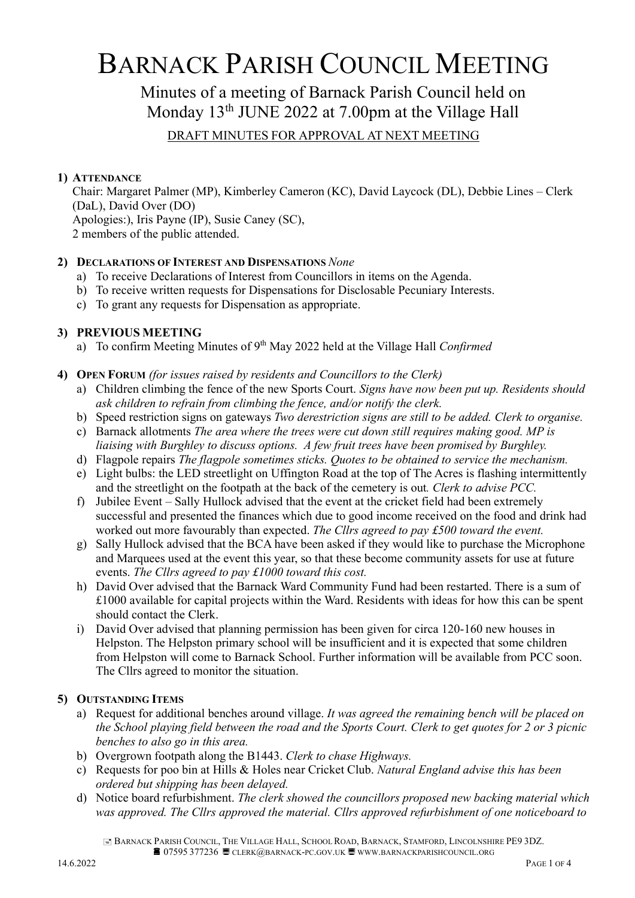# BARNACK PARISH COUNCIL MEETING

Minutes of a meeting of Barnack Parish Council held on Monday 13th JUNE 2022 at 7.00pm at the Village Hall

DRAFT MINUTES FOR APPROVAL AT NEXT MEETING

1) **ATTENDANCE**
   Chair: Margaret Palmer (MP), Kimberley Cameron (KC), David Laycock (DL), Debbie Lines – Clerk (DaL), David Over (DO)
   Apologies:), Iris Payne (IP), Susie Caney (SC),
   2 members of the public attended.

2) **DECLARATIONS OF INTEREST AND DISPENSATIONS** *None*
   a) To receive Declarations of Interest from Councillors in items on the Agenda.
   b) To receive written requests for Dispensations for Disclosable Pecuniary Interests.
   c) To grant any requests for Dispensation as appropriate.

3) **PREVIOUS MEETING**
   a) To confirm Meeting Minutes of 9th May 2022 held at the Village Hall *Confirmed*

4) **OPEN FORUM** *(for issues raised by residents and Councillors to the Clerk)*
   a) Children climbing the fence of the new Sports Court. *Signs have now been put up. Residents should ask children to refrain from climbing the fence, and/or notify the clerk.*
   b) Speed restriction signs on gateways *Two derestriction signs are still to be added. Clerk to organise.*
   c) Barnack allotments *The area where the trees were cut down still requires making good. MP is liaising with Burghley to discuss options. A few fruit trees have been promised by Burghley.*
   d) Flagpole repairs *The flagpole sometimes sticks. Quotes to be obtained to service the mechanism.*
   e) Light bulbs: the LED streetlight on Uffington Road at the top of The Acres is flashing intermittently and the streetlight on the footpath at the back of the cemetery is out. *Clerk to advise PCC.*
   f) Jubilee Event – Sally Hullock advised that the event at the cricket field had been extremely successful and presented the finances which due to good income received on the food and drink had worked out more favourably than expected. *The Cllrs agreed to pay £500 toward the event.*
   g) Sally Hullock advised that the BCA have been asked if they would like to purchase the Microphone and Marquees used at the event this year, so that these become community assets for use at future events. *The Cllrs agreed to pay £1000 toward this cost.*
   h) David Over advised that the Barnack Ward Community Fund had been restarted. There is a sum of £1000 available for capital projects within the Ward. Residents with ideas for how this can be spent should contact the Clerk.
   i) David Over advised that planning permission has been given for circa 120-160 new houses in Helpston. The Helpston primary school will be insufficient and it is expected that some children from Helpston will come to Barnack School. Further information will be available from PCC soon. The Cllrs agreed to monitor the situation.

5) **OUTSTANDING ITEMS**
   a) Request for additional benches around village. *It was agreed the remaining bench will be placed on the School playing field between the road and the Sports Court. Clerk to get quotes for 2 or 3 picnic benches to also go in this area.*
   b) Overgrown footpath along the B1443. *Clerk to chase Highways.*
   c) Requests for poo bin at Hills & Holes near Cricket Club. *Natural England advise this has been ordered but shipping has been delayed.*
   d) Notice board refurbishment. *The clerk showed the councillors proposed new backing material which was approved. The Cllrs approved the material. Cllrs approved refurbishment of one noticeboard to*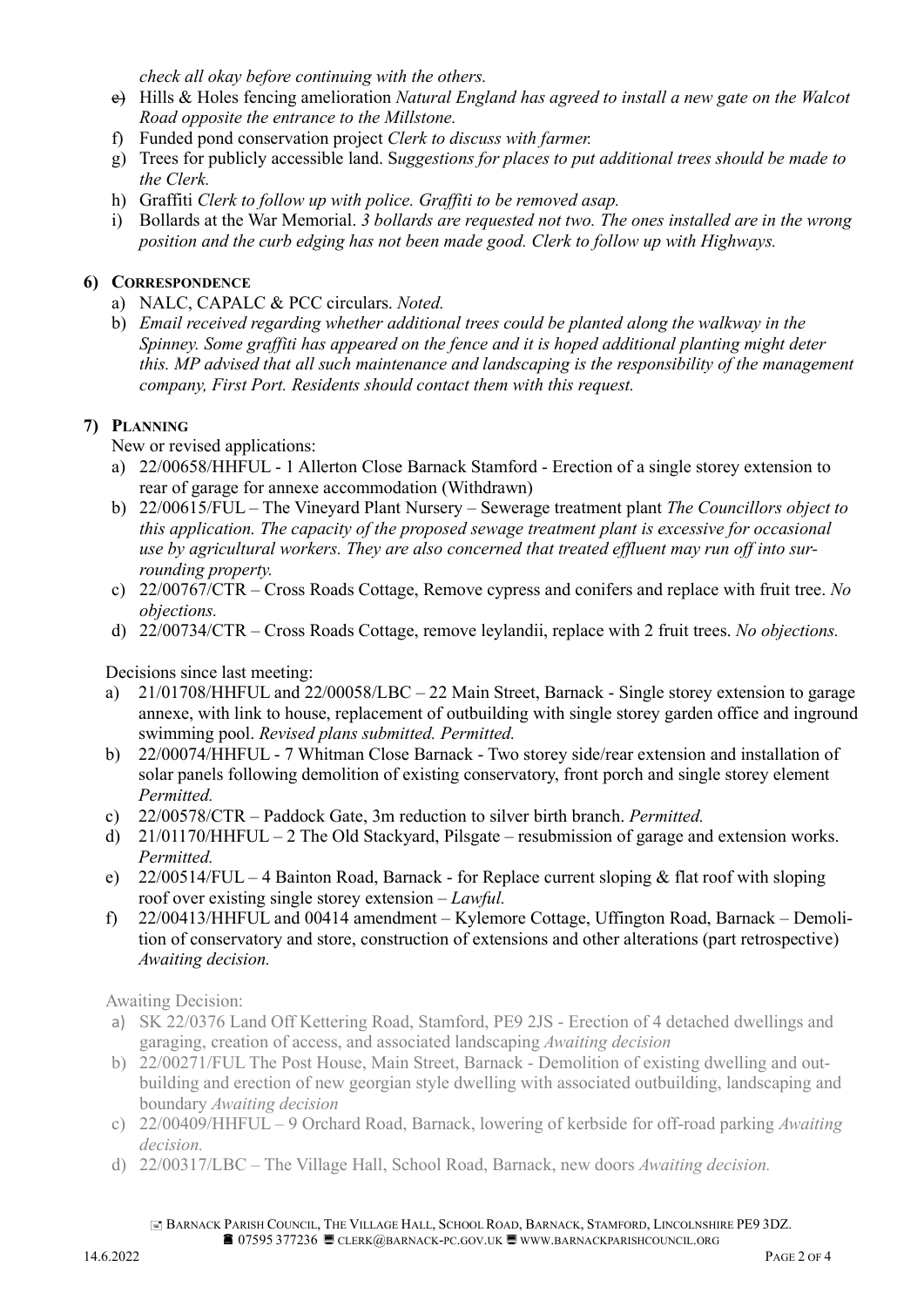*check all okay before continuing with the others.*

e) Hills & Holes fencing amelioration *Natural England has agreed to install a new gate on the Walcot Road opposite the entrance to the Millstone.*
f) Funded pond conservation project *Clerk to discuss with farmer.*
g) Trees for publicly accessible land. S*uggestions for places to put additional trees should be made to the Clerk.*
h) Graffiti *Clerk to follow up with police. Graffiti to be removed asap.*
i) Bollards at the War Memorial. *3 bollards are requested not two. The ones installed are in the wrong position and the curb edging has not been made good. Clerk to follow up with Highways.*

## 6) CORRESPONDENCE

a) NALC, CAPALC & PCC circulars. *Noted.*
b) *Email received regarding whether additional trees could be planted along the walkway in the Spinney. Some graffiti has appeared on the fence and it is hoped additional planting might deter this. MP advised that all such maintenance and landscaping is the responsibility of the management company, First Port. Residents should contact them with this request.*

## 7) PLANNING

New or revised applications:

a) 22/00658/HHFUL - 1 Allerton Close Barnack Stamford - Erection of a single storey extension to rear of garage for annexe accommodation (Withdrawn)
b) 22/00615/FUL – The Vineyard Plant Nursery – Sewerage treatment plant *The Councillors object to this application. The capacity of the proposed sewage treatment plant is excessive for occasional use by agricultural workers. They are also concerned that treated effluent may run off into surrounding property.*
c) 22/00767/CTR – Cross Roads Cottage, Remove cypress and conifers and replace with fruit tree. *No objections.*
d) 22/00734/CTR – Cross Roads Cottage, remove leylandii, replace with 2 fruit trees. *No objections.*

Decisions since last meeting:

a) 21/01708/HHFUL and 22/00058/LBC – 22 Main Street, Barnack - Single storey extension to garage annexe, with link to house, replacement of outbuilding with single storey garden office and inground swimming pool. *Revised plans submitted. Permitted.*
b) 22/00074/HHFUL - 7 Whitman Close Barnack - Two storey side/rear extension and installation of solar panels following demolition of existing conservatory, front porch and single storey element *Permitted.*
c) 22/00578/CTR – Paddock Gate, 3m reduction to silver birth branch. *Permitted.*
d) 21/01170/HHFUL – 2 The Old Stackyard, Pilsgate – resubmission of garage and extension works. *Permitted.*
e) 22/00514/FUL – 4 Bainton Road, Barnack - for Replace current sloping & flat roof with sloping roof over existing single storey extension – *Lawful.*
f) 22/00413/HHFUL and 00414 amendment – Kylemore Cottage, Uffington Road, Barnack – Demolition of conservatory and store, construction of extensions and other alterations (part retrospective) *Awaiting decision.*

Awaiting Decision:

a) SK 22/0376 Land Off Kettering Road, Stamford, PE9 2JS - Erection of 4 detached dwellings and garaging, creation of access, and associated landscaping *Awaiting decision*
b) 22/00271/FUL The Post House, Main Street, Barnack - Demolition of existing dwelling and outbuilding and erection of new georgian style dwelling with associated outbuilding, landscaping and boundary *Awaiting decision*
c) 22/00409/HHFUL – 9 Orchard Road, Barnack, lowering of kerbside for off-road parking *Awaiting decision.*
d) 22/00317/LBC – The Village Hall, School Road, Barnack, new doors *Awaiting decision.*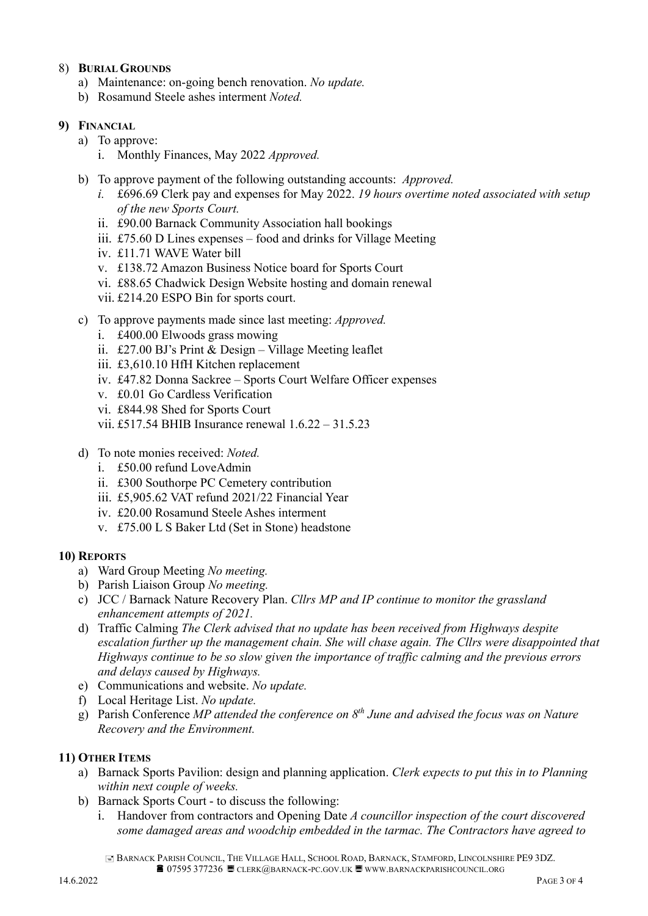8) **BURIAL GROUNDS**
   a) Maintenance: on-going bench renovation. *No update.*
   b) Rosamund Steele ashes interment *Noted.*

**9) FINANCIAL**
   a) To approve:
      i. Monthly Finances, May 2022 *Approved.*
   b) To approve payment of the following outstanding accounts: *Approved.*
      *i.* £696.69 Clerk pay and expenses for May 2022. *19 hours overtime noted associated with setup of the new Sports Court.*
      ii. £90.00 Barnack Community Association hall bookings
      iii. £75.60 D Lines expenses – food and drinks for Village Meeting
      iv. £11.71 WAVE Water bill
      v. £138.72 Amazon Business Notice board for Sports Court
      vi. £88.65 Chadwick Design Website hosting and domain renewal
      vii. £214.20 ESPO Bin for sports court.
   c) To approve payments made since last meeting: *Approved.*
      i. £400.00 Elwoods grass mowing
      ii. £27.00 BJ's Print & Design – Village Meeting leaflet
      iii. £3,610.10 HfH Kitchen replacement
      iv. £47.82 Donna Sackree – Sports Court Welfare Officer expenses
      v. £0.01 Go Cardless Verification
      vi. £844.98 Shed for Sports Court
      vii. £517.54 BHIB Insurance renewal 1.6.22 – 31.5.23
   d) To note monies received: *Noted.*
      i. £50.00 refund LoveAdmin
      ii. £300 Southorpe PC Cemetery contribution
      iii. £5,905.62 VAT refund 2021/22 Financial Year
      iv. £20.00 Rosamund Steele Ashes interment
      v. £75.00 L S Baker Ltd (Set in Stone) headstone

**10) REPORTS**
   a) Ward Group Meeting *No meeting.*
   b) Parish Liaison Group *No meeting.*
   c) JCC / Barnack Nature Recovery Plan. *Cllrs MP and IP continue to monitor the grassland enhancement attempts of 2021.*
   d) Traffic Calming *The Clerk advised that no update has been received from Highways despite escalation further up the management chain. She will chase again. The Cllrs were disappointed that Highways continue to be so slow given the importance of traffic calming and the previous errors and delays caused by Highways.*
   e) Communications and website. *No update.*
   f) Local Heritage List. *No update.*
   g) Parish Conference *MP attended the conference on 8th June and advised the focus was on Nature Recovery and the Environment.*

**11) OTHER ITEMS**
   a) Barnack Sports Pavilion: design and planning application. *Clerk expects to put this in to Planning within next couple of weeks.*
   b) Barnack Sports Court - to discuss the following:
      i. Handover from contractors and Opening Date *A councillor inspection of the court discovered some damaged areas and woodchip embedded in the tarmac. The Contractors have agreed to*

BARNACK PARISH COUNCIL, THE VILLAGE HALL, SCHOOL ROAD, BARNACK, STAMFORD, LINCOLNSHIRE PE9 3DZ.
07595 377236 CLERK@BARNACK-PC.GOV.UK WWW.BARNACKPARISHCOUNCIL.ORG

14.6.2022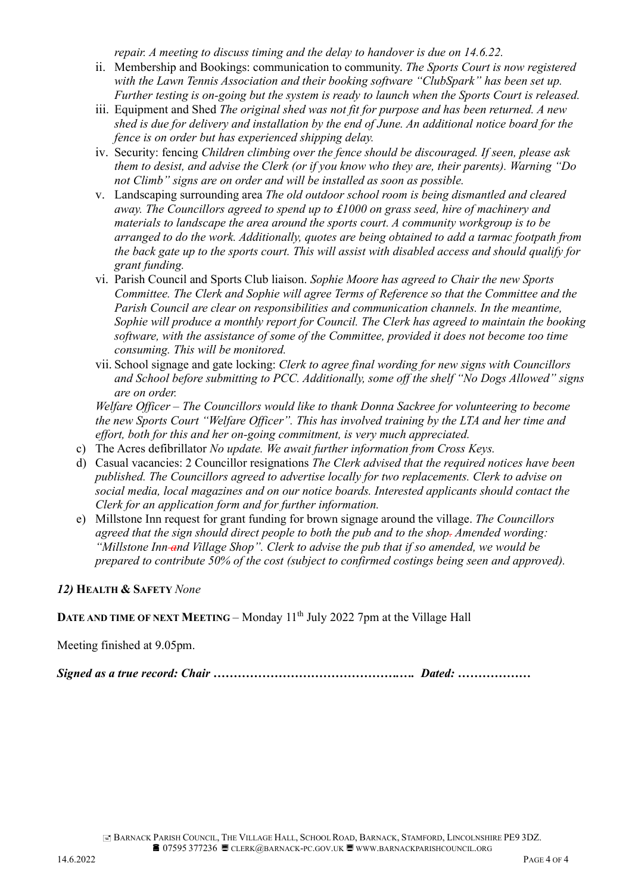*repair. A meeting to discuss timing and the delay to handover is due on 14.6.22.*

ii. Membership and Bookings: communication to community. *The Sports Court is now registered with the Lawn Tennis Association and their booking software "ClubSpark" has been set up. Further testing is on-going but the system is ready to launch when the Sports Court is released.*
iii. Equipment and Shed *The original shed was not fit for purpose and has been returned. A new shed is due for delivery and installation by the end of June. An additional notice board for the fence is on order but has experienced shipping delay.*
iv. Security: fencing *Children climbing over the fence should be discouraged. If seen, please ask them to desist, and advise the Clerk (or if you know who they are, their parents). Warning "Do not Climb" signs are on order and will be installed as soon as possible.*
v. Landscaping surrounding area *The old outdoor school room is being dismantled and cleared away. The Councillors agreed to spend up to £1000 on grass seed, hire of machinery and materials to landscape the area around the sports court. A community workgroup is to be arranged to do the work. Additionally, quotes are being obtained to add a tarmac footpath from the back gate up to the sports court. This will assist with disabled access and should qualify for grant funding.*
vi. Parish Council and Sports Club liaison. *Sophie Moore has agreed to Chair the new Sports Committee. The Clerk and Sophie will agree Terms of Reference so that the Committee and the Parish Council are clear on responsibilities and communication channels. In the meantime, Sophie will produce a monthly report for Council. The Clerk has agreed to maintain the booking software, with the assistance of some of the Committee, provided it does not become too time consuming. This will be monitored.*
vii. School signage and gate locking: *Clerk to agree final wording for new signs with Councillors and School before submitting to PCC. Additionally, some off the shelf "No Dogs Allowed" signs are on order.*

*Welfare Officer – The Councillors would like to thank Donna Sackree for volunteering to become the new Sports Court "Welfare Officer". This has involved training by the LTA and her time and effort, both for this and her on-going commitment, is very much appreciated.*

c) The Acres defibrillator *No update. We await further information from Cross Keys.*
d) Casual vacancies: 2 Councillor resignations *The Clerk advised that the required notices have been published. The Councillors agreed to advertise locally for two replacements. Clerk to advise on social media, local magazines and on our notice boards. Interested applicants should contact the Clerk for an application form and for further information.*
e) Millstone Inn request for grant funding for brown signage around the village. *The Councillors agreed that the sign should direct people to both the pub and to the shop~~.~~ Amended wording: "Millstone Inn ~~a~~nd Village Shop". Clerk to advise the pub that if so amended, we would be prepared to contribute 50% of the cost (subject to confirmed costings being seen and approved).*

***12)* HEALTH & SAFETY** *None*

**DATE AND TIME OF NEXT MEETING** – Monday 11th July 2022 7pm at the Village Hall

Meeting finished at 9.05pm.

***Signed as a true record: Chair …………………………………………….. Dated: ………………***